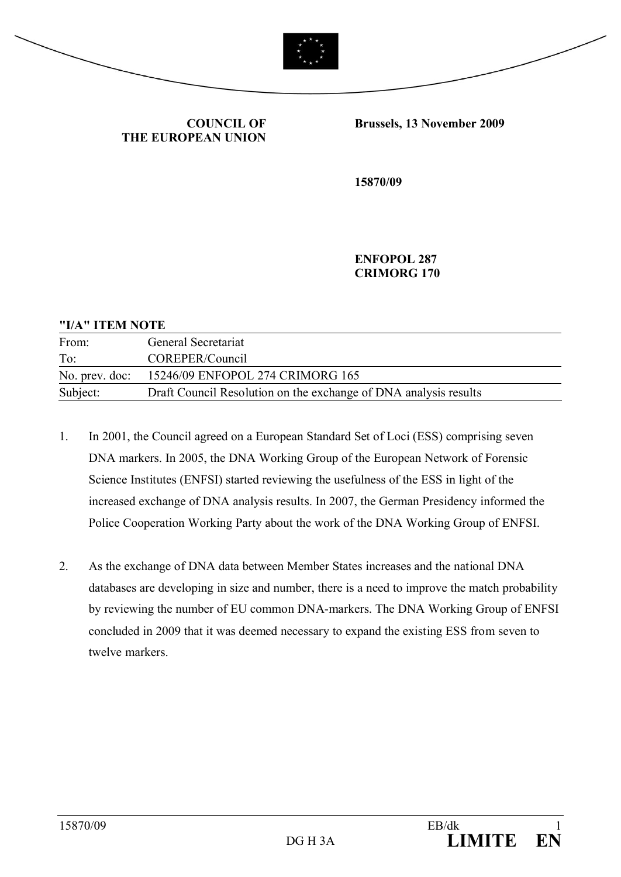**COUNCIL OF THE EUROPEAN UNION**

**Brussels, 13 November 2009**

**15870/09**

**ENFOPOL 287**
**CRIMORG 170**

**"I/A" ITEM NOTE**

| | |
|---|---|
| From: | General Secretariat |
| To: | COREPER/Council |
| No. prev. doc: | 15246/09 ENFOPOL 274 CRIMORG 165 |
| Subject: | Draft Council Resolution on the exchange of DNA analysis results |

1. In 2001, the Council agreed on a European Standard Set of Loci (ESS) comprising seven DNA markers. In 2005, the DNA Working Group of the European Network of Forensic Science Institutes (ENFSI) started reviewing the usefulness of the ESS in light of the increased exchange of DNA analysis results. In 2007, the German Presidency informed the Police Cooperation Working Party about the work of the DNA Working Group of ENFSI.

2. As the exchange of DNA data between Member States increases and the national DNA databases are developing in size and number, there is a need to improve the match probability by reviewing the number of EU common DNA-markers. The DNA Working Group of ENFSI concluded in 2009 that it was deemed necessary to expand the existing ESS from seven to twelve markers.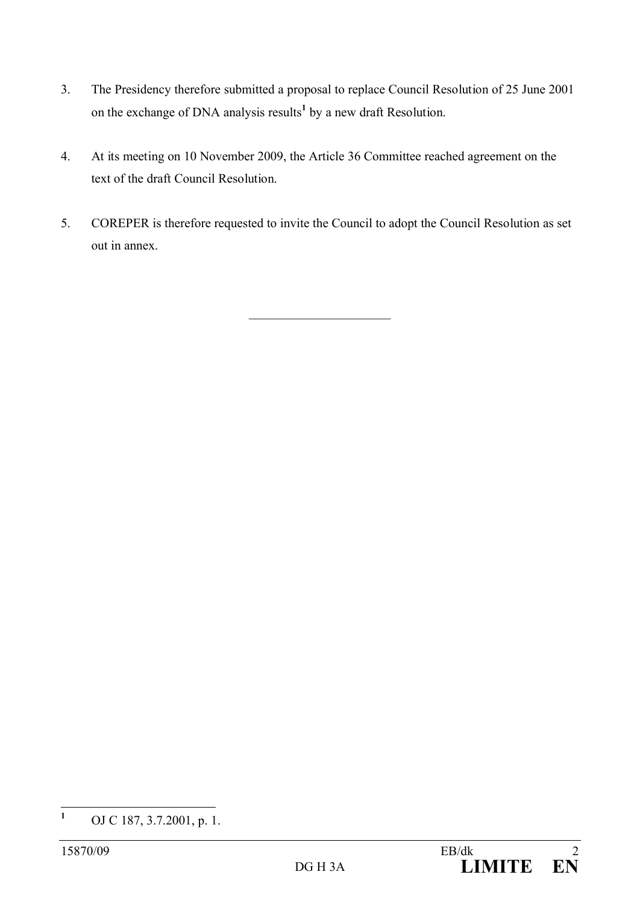3. The Presidency therefore submitted a proposal to replace Council Resolution of 25 June 2001 on the exchange of DNA analysis results[1] by a new draft Resolution.

4. At its meeting on 10 November 2009, the Article 36 Committee reached agreement on the text of the draft Council Resolution.

5. COREPER is therefore requested to invite the Council to adopt the Council Resolution as set out in annex.

---

[1] OJ C 187, 3.7.2001, p. 1.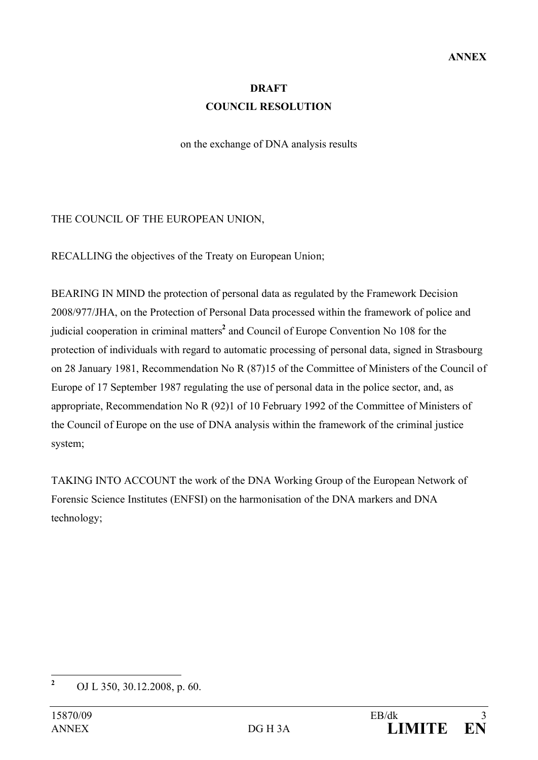**ANNEX**

**DRAFT**

**COUNCIL RESOLUTION**

on the exchange of DNA analysis results

THE COUNCIL OF THE EUROPEAN UNION,

RECALLING the objectives of the Treaty on European Union;

BEARING IN MIND the protection of personal data as regulated by the Framework Decision 2008/977/JHA, on the Protection of Personal Data processed within the framework of police and judicial cooperation in criminal matters[2] and Council of Europe Convention No 108 for the protection of individuals with regard to automatic processing of personal data, signed in Strasbourg on 28 January 1981, Recommendation No R (87)15 of the Committee of Ministers of the Council of Europe of 17 September 1987 regulating the use of personal data in the police sector, and, as appropriate, Recommendation No R (92)1 of 10 February 1992 of the Committee of Ministers of the Council of Europe on the use of DNA analysis within the framework of the criminal justice system;

TAKING INTO ACCOUNT the work of the DNA Working Group of the European Network of Forensic Science Institutes (ENFSI) on the harmonisation of the DNA markers and DNA technology;

[2] OJ L 350, 30.12.2008, p. 60.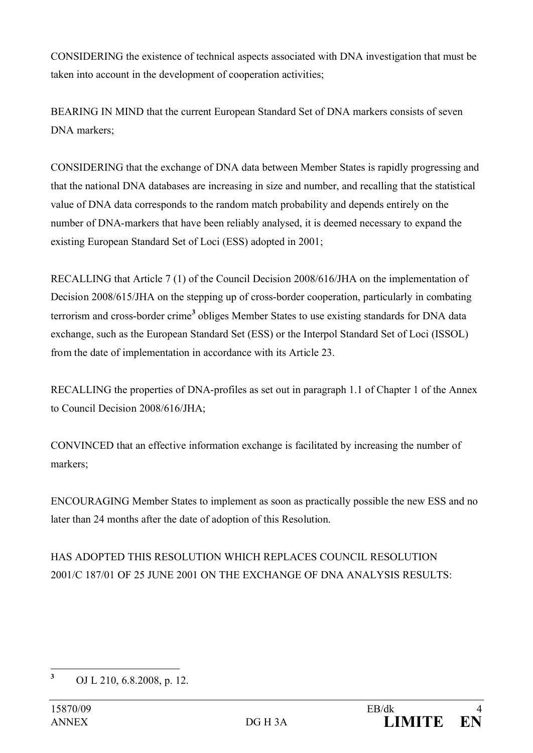CONSIDERING the existence of technical aspects associated with DNA investigation that must be taken into account in the development of cooperation activities;

BEARING IN MIND that the current European Standard Set of DNA markers consists of seven DNA markers;

CONSIDERING that the exchange of DNA data between Member States is rapidly progressing and that the national DNA databases are increasing in size and number, and recalling that the statistical value of DNA data corresponds to the random match probability and depends entirely on the number of DNA-markers that have been reliably analysed, it is deemed necessary to expand the existing European Standard Set of Loci (ESS) adopted in 2001;

RECALLING that Article 7 (1) of the Council Decision 2008/616/JHA on the implementation of Decision 2008/615/JHA on the stepping up of cross-border cooperation, particularly in combating terrorism and cross-border crime[3] obliges Member States to use existing standards for DNA data exchange, such as the European Standard Set (ESS) or the Interpol Standard Set of Loci (ISSOL) from the date of implementation in accordance with its Article 23.

RECALLING the properties of DNA-profiles as set out in paragraph 1.1 of Chapter 1 of the Annex to Council Decision 2008/616/JHA;

CONVINCED that an effective information exchange is facilitated by increasing the number of markers;

ENCOURAGING Member States to implement as soon as practically possible the new ESS and no later than 24 months after the date of adoption of this Resolution.

HAS ADOPTED THIS RESOLUTION WHICH REPLACES COUNCIL RESOLUTION 2001/C 187/01 OF 25 JUNE 2001 ON THE EXCHANGE OF DNA ANALYSIS RESULTS:

---

[3] OJ L 210, 6.8.2008, p. 12.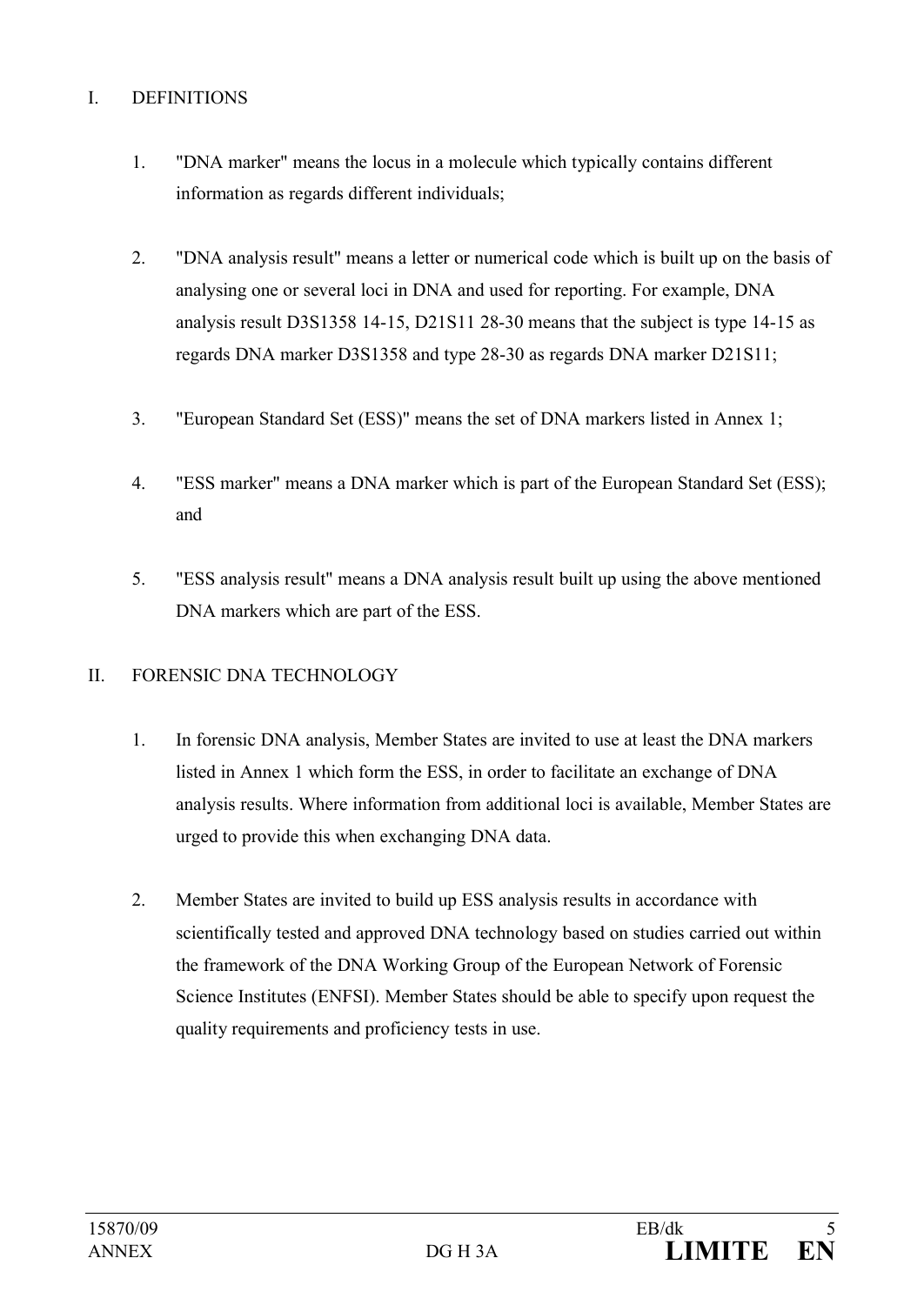## I. DEFINITIONS

1. "DNA marker" means the locus in a molecule which typically contains different information as regards different individuals;

2. "DNA analysis result" means a letter or numerical code which is built up on the basis of analysing one or several loci in DNA and used for reporting. For example, DNA analysis result D3S1358 14-15, D21S11 28-30 means that the subject is type 14-15 as regards DNA marker D3S1358 and type 28-30 as regards DNA marker D21S11;

3. "European Standard Set (ESS)" means the set of DNA markers listed in Annex 1;

4. "ESS marker" means a DNA marker which is part of the European Standard Set (ESS); and

5. "ESS analysis result" means a DNA analysis result built up using the above mentioned DNA markers which are part of the ESS.

## II. FORENSIC DNA TECHNOLOGY

1. In forensic DNA analysis, Member States are invited to use at least the DNA markers listed in Annex 1 which form the ESS, in order to facilitate an exchange of DNA analysis results. Where information from additional loci is available, Member States are urged to provide this when exchanging DNA data.

2. Member States are invited to build up ESS analysis results in accordance with scientifically tested and approved DNA technology based on studies carried out within the framework of the DNA Working Group of the European Network of Forensic Science Institutes (ENFSI). Member States should be able to specify upon request the quality requirements and proficiency tests in use.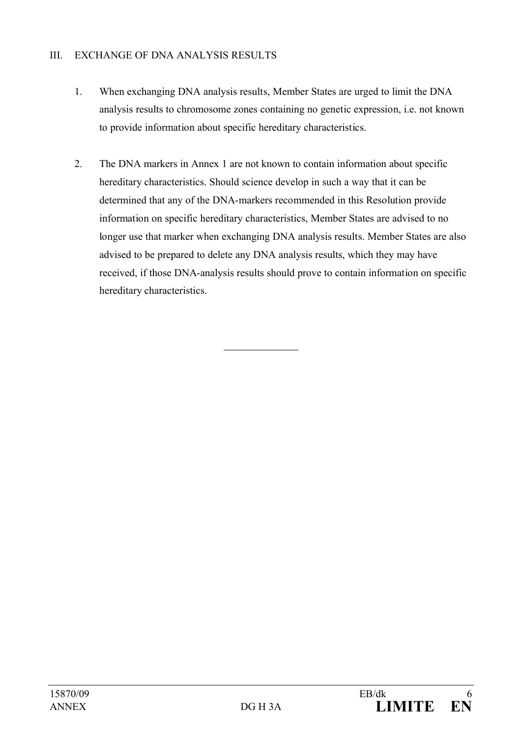## III. EXCHANGE OF DNA ANALYSIS RESULTS

1. When exchanging DNA analysis results, Member States are urged to limit the DNA analysis results to chromosome zones containing no genetic expression, i.e. not known to provide information about specific hereditary characteristics.

2. The DNA markers in Annex 1 are not known to contain information about specific hereditary characteristics. Should science develop in such a way that it can be determined that any of the DNA-markers recommended in this Resolution provide information on specific hereditary characteristics, Member States are advised to no longer use that marker when exchanging DNA analysis results. Member States are also advised to be prepared to delete any DNA analysis results, which they may have received, if those DNA-analysis results should prove to contain information on specific hereditary characteristics.

---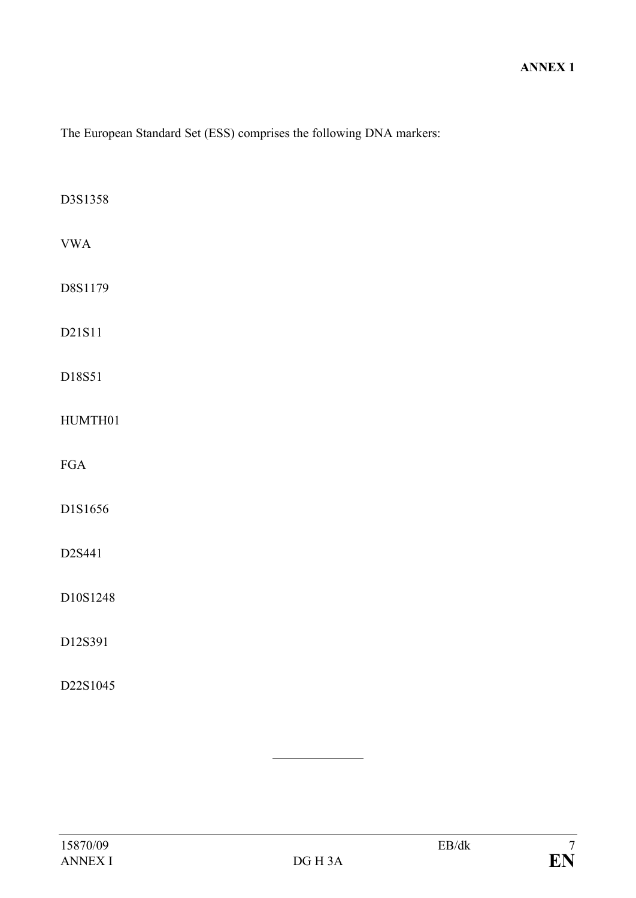**ANNEX 1**

The European Standard Set (ESS) comprises the following DNA markers:

D3S1358

VWA

D8S1179

D21S11

D18S51

HUMTH01

FGA

D1S1656

D2S441

D10S1248

D12S391

D22S1045